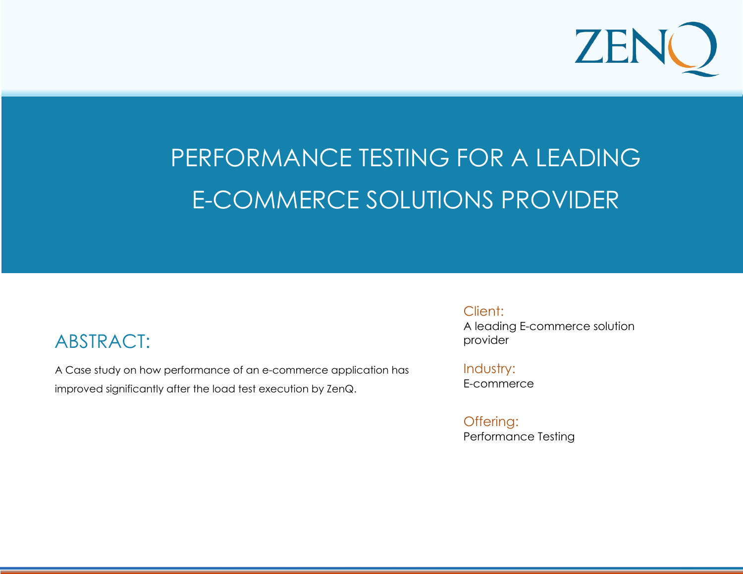# PERFORMANCE TESTING FOR A LEADING E-COMMERCE SOLUTIONS PROVIDER

## ABSTRACT:

A Case study on how performance of an e-commerce application has improved significantly after the load test execution by ZenQ.

**Client:**
A leading E-commerce solution provider

**Industry:**
E-commerce

**Offering:**
Performance Testing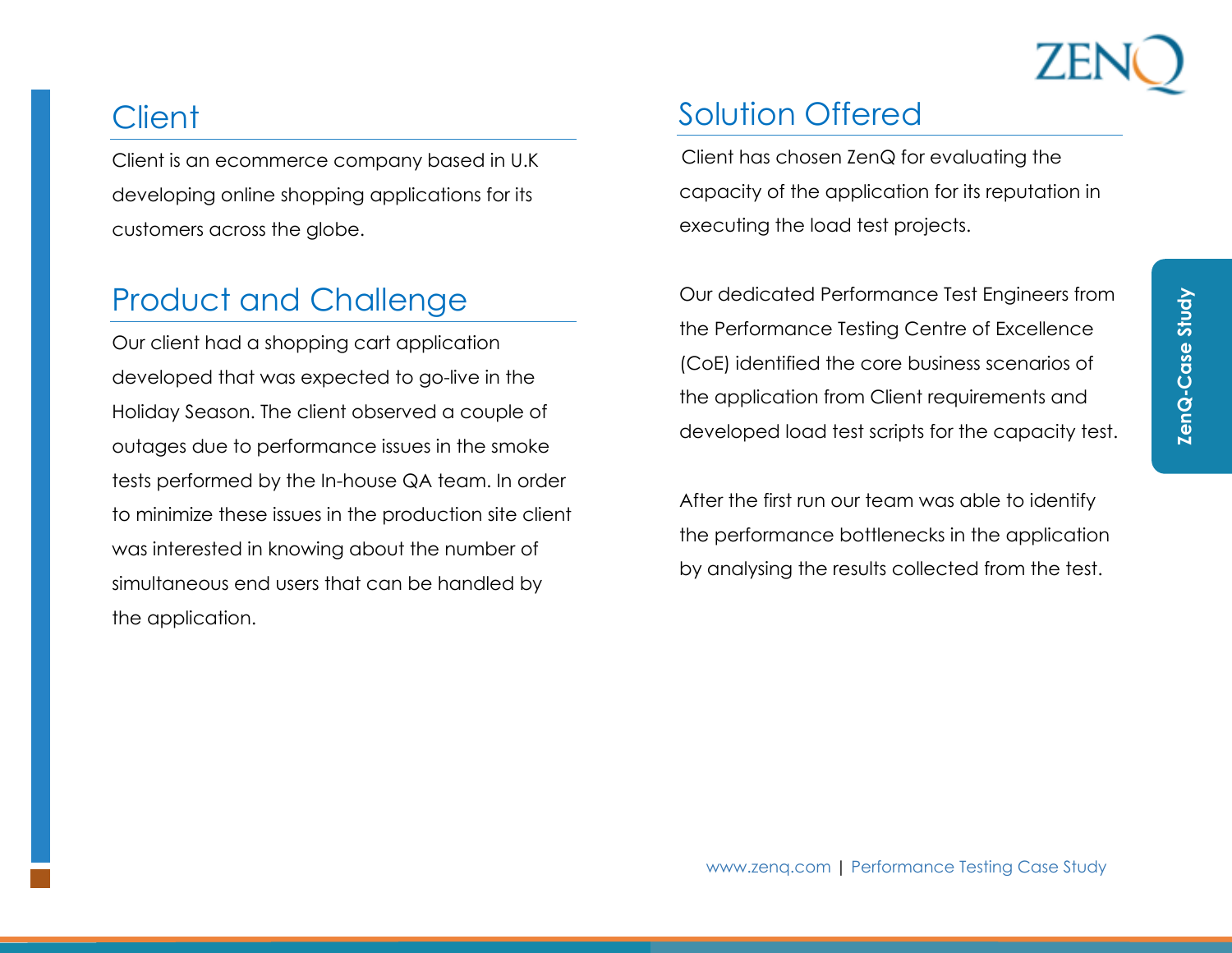## Client

Client is an ecommerce company based in U.K developing online shopping applications for its customers across the globe.

## Product and Challenge

Our client had a shopping cart application developed that was expected to go-live in the Holiday Season. The client observed a couple of outages due to performance issues in the smoke tests performed by the In-house QA team. In order to minimize these issues in the production site client was interested in knowing about the number of simultaneous end users that can be handled by the application.

## Solution Offered

Client has chosen ZenQ for evaluating the capacity of the application for its reputation in executing the load test projects.

Our dedicated Performance Test Engineers from the Performance Testing Centre of Excellence (CoE) identified the core business scenarios of the application from Client requirements and developed load test scripts for the capacity test.

After the first run our team was able to identify the performance bottlenecks in the application by analysing the results collected from the test.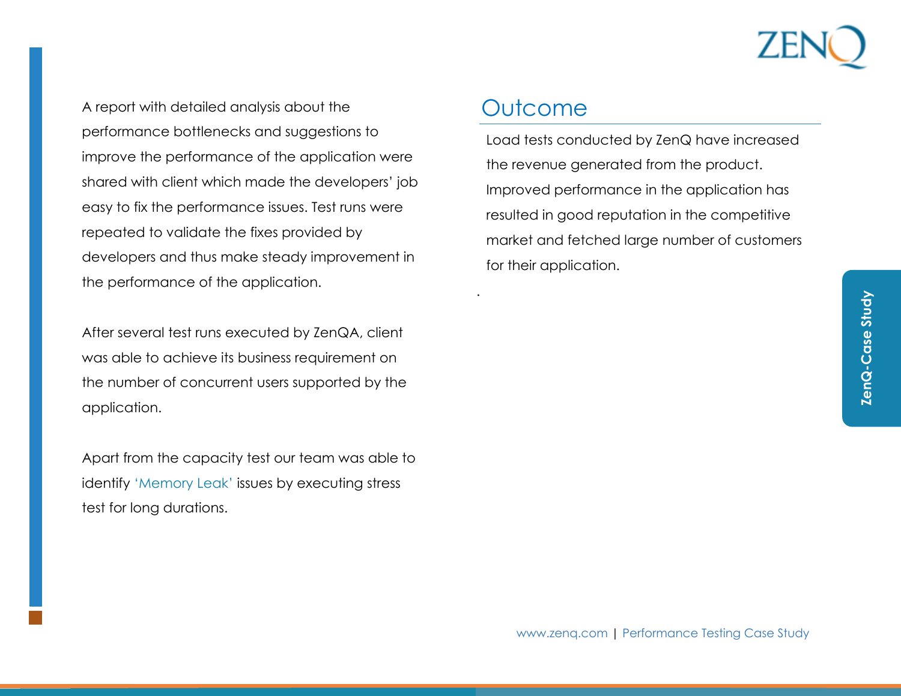A report with detailed analysis about the performance bottlenecks and suggestions to improve the performance of the application were shared with client which made the developers' job easy to fix the performance issues. Test runs were repeated to validate the fixes provided by developers and thus make steady improvement in the performance of the application.

After several test runs executed by ZenQA, client was able to achieve its business requirement on the number of concurrent users supported by the application.

Apart from the capacity test our team was able to identify 'Memory Leak' issues by executing stress test for long durations.

## Outcome

Load tests conducted by ZenQ have increased the revenue generated from the product. Improved performance in the application has resulted in good reputation in the competitive market and fetched large number of customers for their application.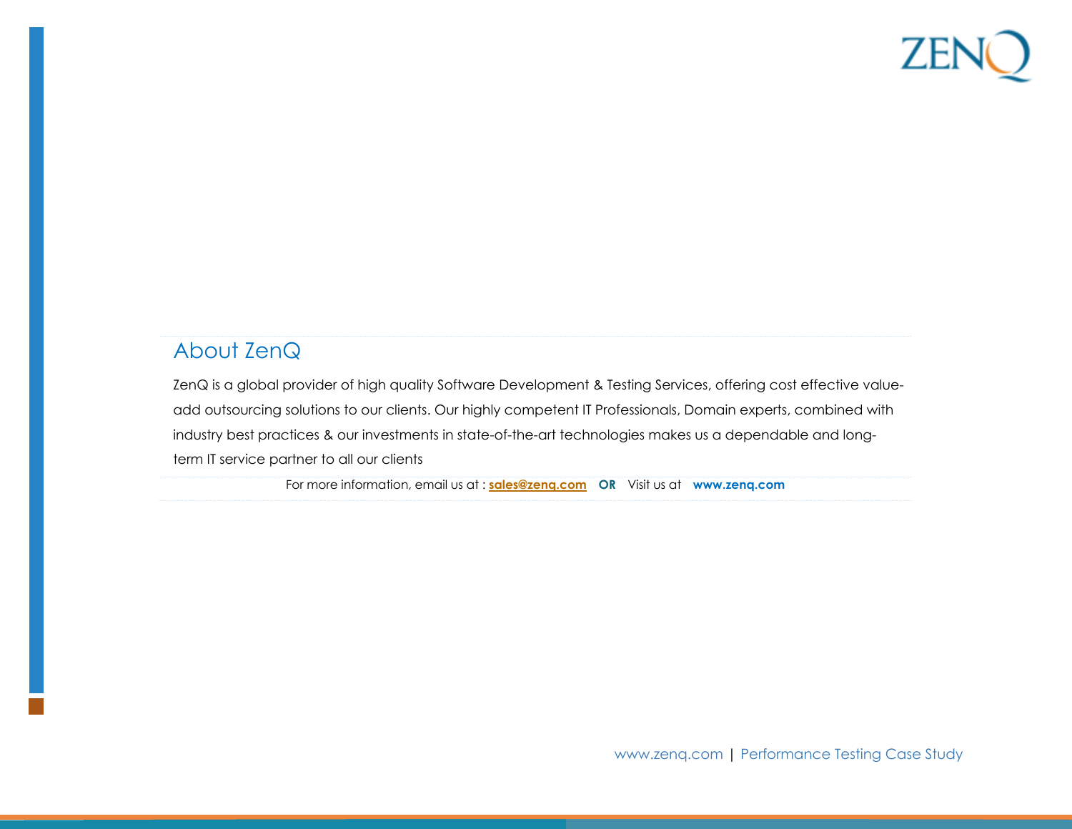## About ZenQ

ZenQ is a global provider of high quality Software Development & Testing Services, offering cost effective value-add outsourcing solutions to our clients. Our highly competent IT Professionals, Domain experts, combined with industry best practices & our investments in state-of-the-art technologies makes us a dependable and long-term IT service partner to all our clients

For more information, email us at : **sales@zenq.com** **OR** Visit us at **www.zenq.com**